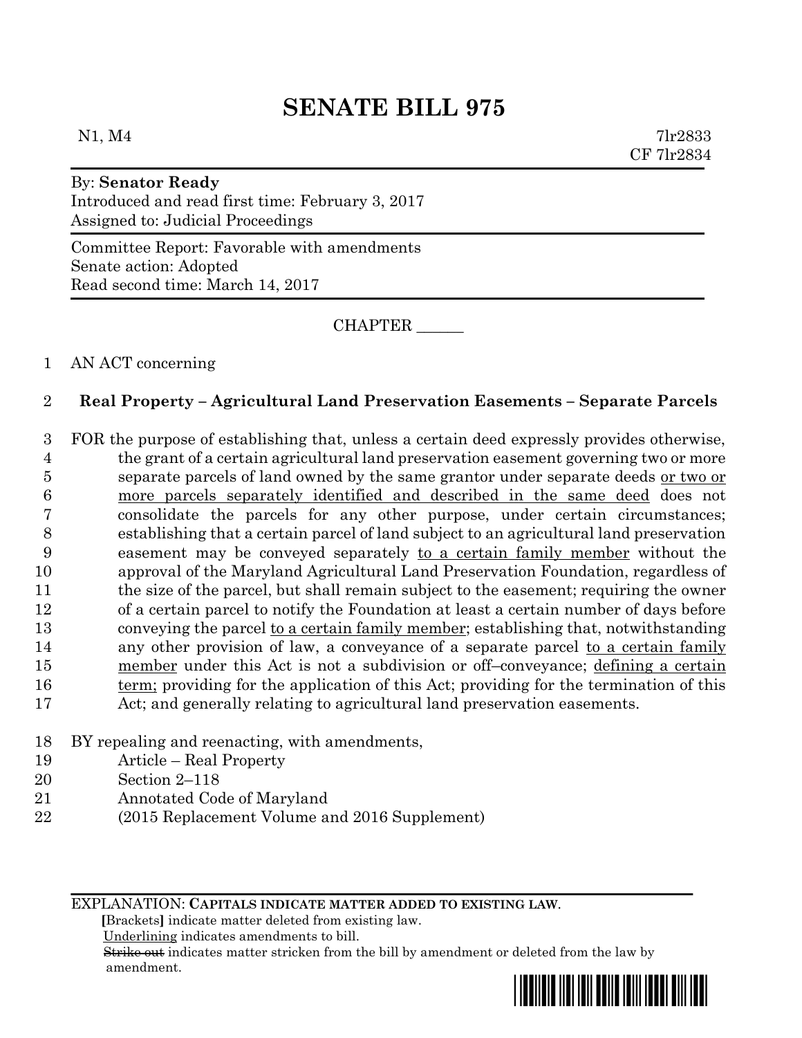# SENATE BILL 975

N1, M4 7lr2833
CF 7lr2834

By: **Senator Ready**
Introduced and read first time: February 3, 2017
Assigned to: Judicial Proceedings

Committee Report: Favorable with amendments
Senate action: Adopted
Read second time: March 14, 2017

CHAPTER ______

1 AN ACT concerning

2 **Real Property – Agricultural Land Preservation Easements – Separate Parcels**

3 FOR the purpose of establishing that, unless a certain deed expressly provides otherwise,
4 the grant of a certain agricultural land preservation easement governing two or more
5 separate parcels of land owned by the same grantor under separate deeds <u>or two or</u>
6 <u>more parcels separately identified and described in the same deed</u> does not
7 consolidate the parcels for any other purpose, under certain circumstances;
8 establishing that a certain parcel of land subject to an agricultural land preservation
9 easement may be conveyed separately <u>to a certain family member</u> without the
10 approval of the Maryland Agricultural Land Preservation Foundation, regardless of
11 the size of the parcel, but shall remain subject to the easement; requiring the owner
12 of a certain parcel to notify the Foundation at least a certain number of days before
13 conveying the parcel <u>to a certain family member</u>; establishing that, notwithstanding
14 any other provision of law, a conveyance of a separate parcel <u>to a certain family</u>
15 <u>member</u> under this Act is not a subdivision or off–conveyance; <u>defining a certain</u>
16 <u>term;</u> providing for the application of this Act; providing for the termination of this
17 Act; and generally relating to agricultural land preservation easements.

18 BY repealing and reenacting, with amendments,
19 Article – Real Property
20 Section 2–118
21 Annotated Code of Maryland
22 (2015 Replacement Volume and 2016 Supplement)

EXPLANATION: **CAPITALS INDICATE MATTER ADDED TO EXISTING LAW.**
**[**Brackets**]** indicate matter deleted from existing law.
<u>Underlining</u> indicates amendments to bill.
~~Strike out~~ indicates matter stricken from the bill by amendment or deleted from the law by amendment.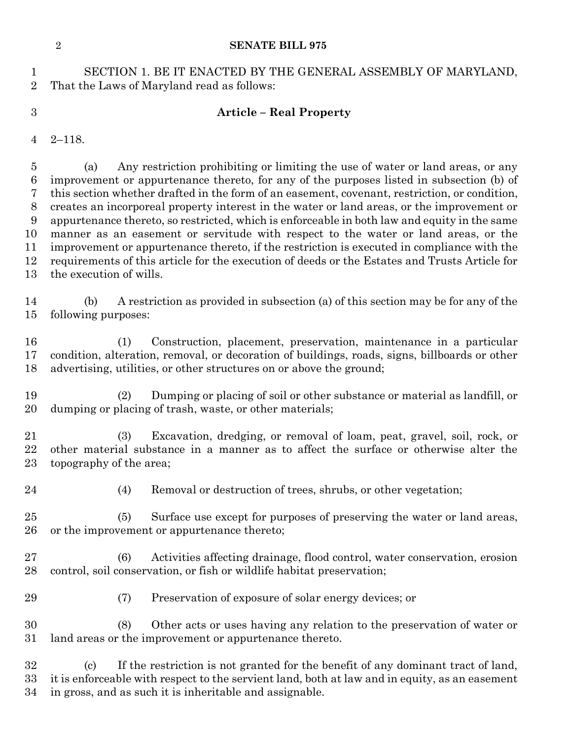SECTION 1. BE IT ENACTED BY THE GENERAL ASSEMBLY OF MARYLAND, That the Laws of Maryland read as follows:

### Article – Real Property

2–118.

(a) Any restriction prohibiting or limiting the use of water or land areas, or any improvement or appurtenance thereto, for any of the purposes listed in subsection (b) of this section whether drafted in the form of an easement, covenant, restriction, or condition, creates an incorporeal property interest in the water or land areas, or the improvement or appurtenance thereto, so restricted, which is enforceable in both law and equity in the same manner as an easement or servitude with respect to the water or land areas, or the improvement or appurtenance thereto, if the restriction is executed in compliance with the requirements of this article for the execution of deeds or the Estates and Trusts Article for the execution of wills.

(b) A restriction as provided in subsection (a) of this section may be for any of the following purposes:

(1) Construction, placement, preservation, maintenance in a particular condition, alteration, removal, or decoration of buildings, roads, signs, billboards or other advertising, utilities, or other structures on or above the ground;

(2) Dumping or placing of soil or other substance or material as landfill, or dumping or placing of trash, waste, or other materials;

(3) Excavation, dredging, or removal of loam, peat, gravel, soil, rock, or other material substance in a manner as to affect the surface or otherwise alter the topography of the area;

(4) Removal or destruction of trees, shrubs, or other vegetation;

(5) Surface use except for purposes of preserving the water or land areas, or the improvement or appurtenance thereto;

(6) Activities affecting drainage, flood control, water conservation, erosion control, soil conservation, or fish or wildlife habitat preservation;

(7) Preservation of exposure of solar energy devices; or

(8) Other acts or uses having any relation to the preservation of water or land areas or the improvement or appurtenance thereto.

(c) If the restriction is not granted for the benefit of any dominant tract of land, it is enforceable with respect to the servient land, both at law and in equity, as an easement in gross, and as such it is inheritable and assignable.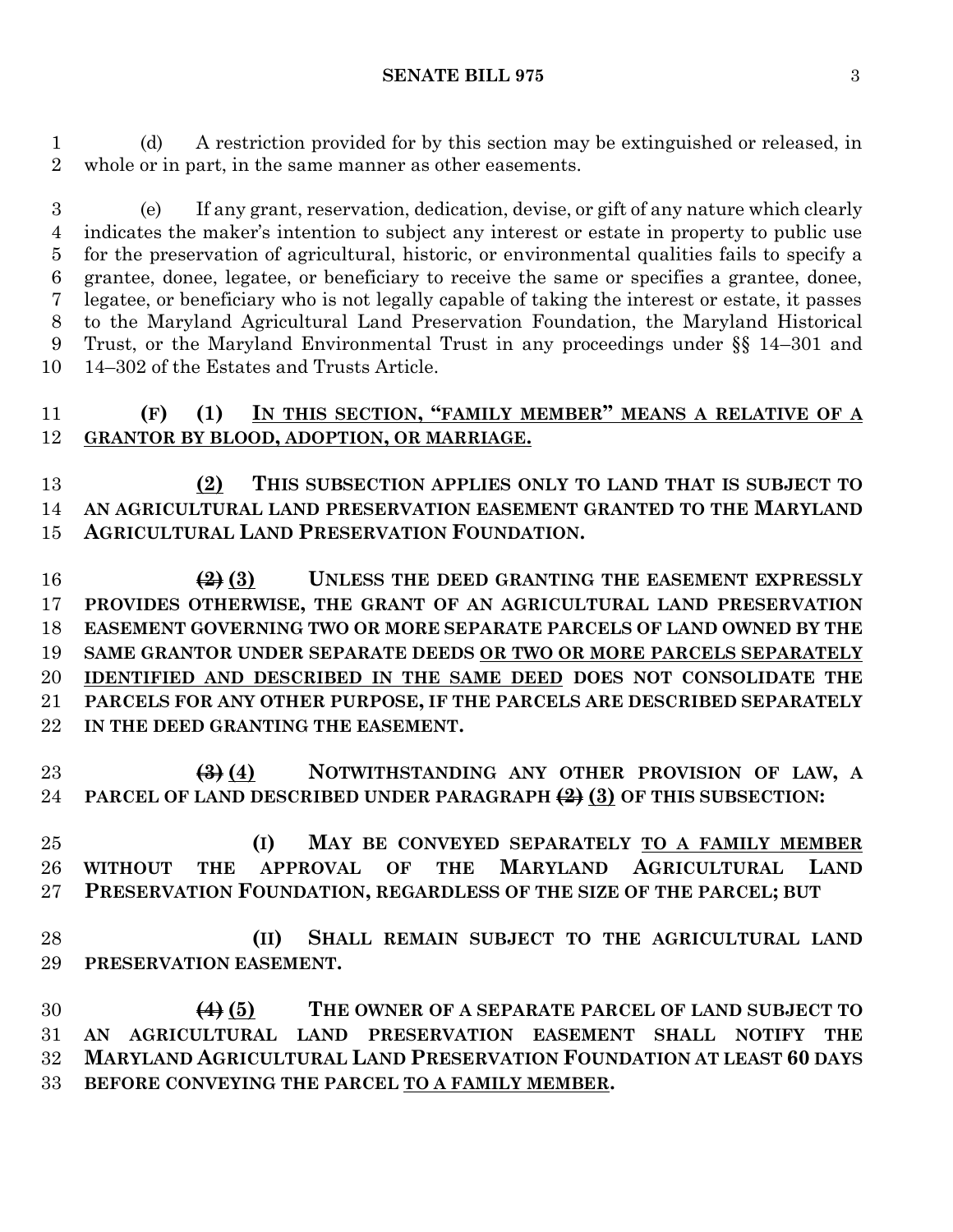(d) A restriction provided for by this section may be extinguished or released, in whole or in part, in the same manner as other easements.

(e) If any grant, reservation, dedication, devise, or gift of any nature which clearly indicates the maker's intention to subject any interest or estate in property to public use for the preservation of agricultural, historic, or environmental qualities fails to specify a grantee, donee, legatee, or beneficiary to receive the same or specifies a grantee, donee, legatee, or beneficiary who is not legally capable of taking the interest or estate, it passes to the Maryland Agricultural Land Preservation Foundation, the Maryland Historical Trust, or the Maryland Environmental Trust in any proceedings under §§ 14–301 and 14–302 of the Estates and Trusts Article.

**(F) (1) IN THIS SECTION, "FAMILY MEMBER" MEANS A RELATIVE OF A GRANTOR BY BLOOD, ADOPTION, OR MARRIAGE.**

**(2) THIS SUBSECTION APPLIES ONLY TO LAND THAT IS SUBJECT TO AN AGRICULTURAL LAND PRESERVATION EASEMENT GRANTED TO THE MARYLAND AGRICULTURAL LAND PRESERVATION FOUNDATION.**

**~~(2)~~ (3) UNLESS THE DEED GRANTING THE EASEMENT EXPRESSLY PROVIDES OTHERWISE, THE GRANT OF AN AGRICULTURAL LAND PRESERVATION EASEMENT GOVERNING TWO OR MORE SEPARATE PARCELS OF LAND OWNED BY THE SAME GRANTOR UNDER SEPARATE DEEDS OR TWO OR MORE PARCELS SEPARATELY IDENTIFIED AND DESCRIBED IN THE SAME DEED DOES NOT CONSOLIDATE THE PARCELS FOR ANY OTHER PURPOSE, IF THE PARCELS ARE DESCRIBED SEPARATELY IN THE DEED GRANTING THE EASEMENT.**

**~~(3)~~ (4) NOTWITHSTANDING ANY OTHER PROVISION OF LAW, A PARCEL OF LAND DESCRIBED UNDER PARAGRAPH ~~(2)~~ (3) OF THIS SUBSECTION:**

**(I) MAY BE CONVEYED SEPARATELY TO A FAMILY MEMBER WITHOUT THE APPROVAL OF THE MARYLAND AGRICULTURAL LAND PRESERVATION FOUNDATION, REGARDLESS OF THE SIZE OF THE PARCEL; BUT**

**(II) SHALL REMAIN SUBJECT TO THE AGRICULTURAL LAND PRESERVATION EASEMENT.**

**~~(4)~~ (5) THE OWNER OF A SEPARATE PARCEL OF LAND SUBJECT TO AN AGRICULTURAL LAND PRESERVATION EASEMENT SHALL NOTIFY THE MARYLAND AGRICULTURAL LAND PRESERVATION FOUNDATION AT LEAST 60 DAYS BEFORE CONVEYING THE PARCEL TO A FAMILY MEMBER.**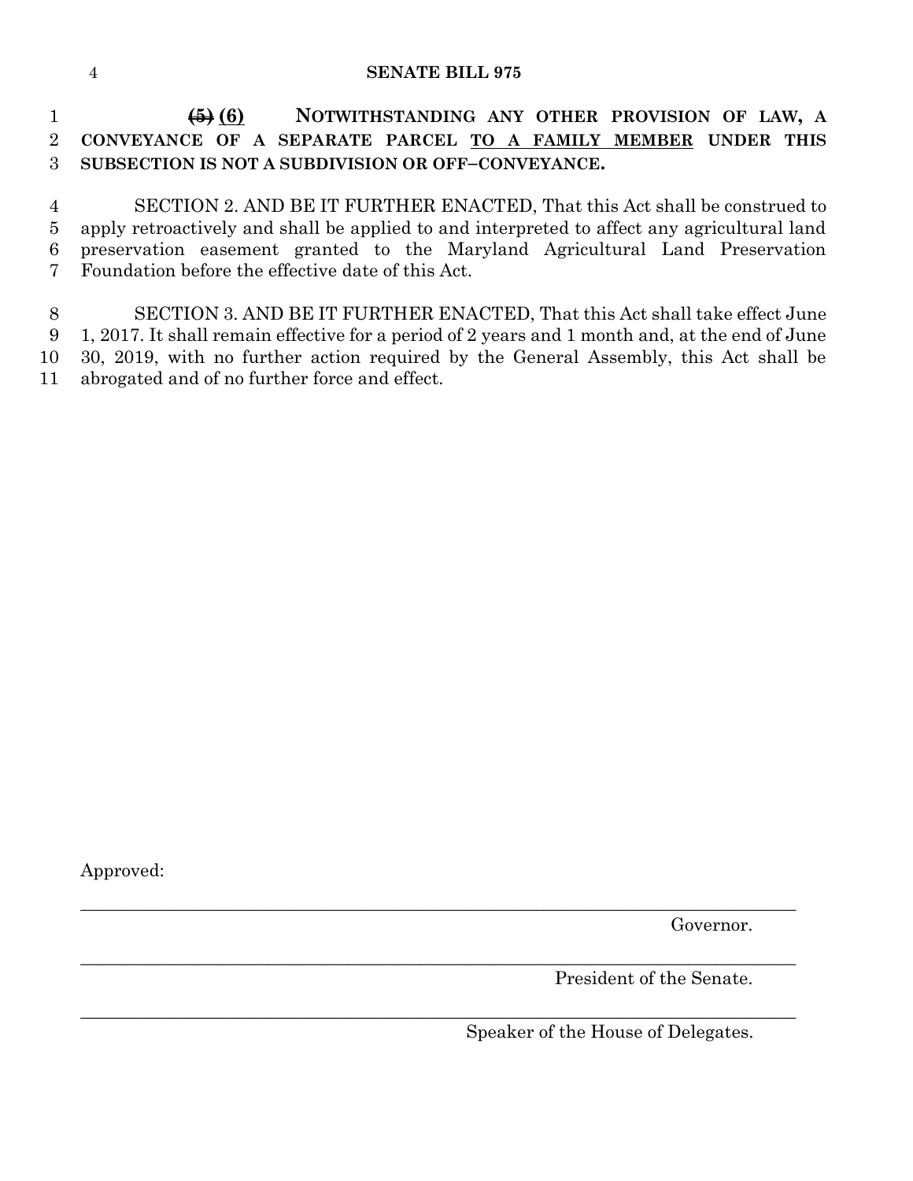~~(5)~~ <u>(6)</u> **NOTWITHSTANDING ANY OTHER PROVISION OF LAW, A CONVEYANCE OF A SEPARATE PARCEL <u>TO A FAMILY MEMBER</u> UNDER THIS SUBSECTION IS NOT A SUBDIVISION OR OFF–CONVEYANCE.**

SECTION 2. AND BE IT FURTHER ENACTED, That this Act shall be construed to apply retroactively and shall be applied to and interpreted to affect any agricultural land preservation easement granted to the Maryland Agricultural Land Preservation Foundation before the effective date of this Act.

SECTION 3. AND BE IT FURTHER ENACTED, That this Act shall take effect June 1, 2017. It shall remain effective for a period of 2 years and 1 month and, at the end of June 30, 2019, with no further action required by the General Assembly, this Act shall be abrogated and of no further force and effect.

Approved:

\_\_\_\_\_\_\_\_\_\_\_\_\_\_\_\_\_\_\_\_\_\_\_\_\_\_\_\_\_\_\_\_\_\_\_\_\_\_\_\_\_\_\_\_\_\_\_\_\_\_\_\_\_\_\_\_\_\_\_\_\_\_\_\_\_\_\_\_\_\_\_\_\_\_\_\_

Governor.

\_\_\_\_\_\_\_\_\_\_\_\_\_\_\_\_\_\_\_\_\_\_\_\_\_\_\_\_\_\_\_\_\_\_\_\_\_\_\_\_\_\_\_\_\_\_\_\_\_\_\_\_\_\_\_\_\_\_\_\_\_\_\_\_\_\_\_\_\_\_\_\_\_\_\_\_

President of the Senate.

\_\_\_\_\_\_\_\_\_\_\_\_\_\_\_\_\_\_\_\_\_\_\_\_\_\_\_\_\_\_\_\_\_\_\_\_\_\_\_\_\_\_\_\_\_\_\_\_\_\_\_\_\_\_\_\_\_\_\_\_\_\_\_\_\_\_\_\_\_\_\_\_\_\_\_\_

Speaker of the House of Delegates.